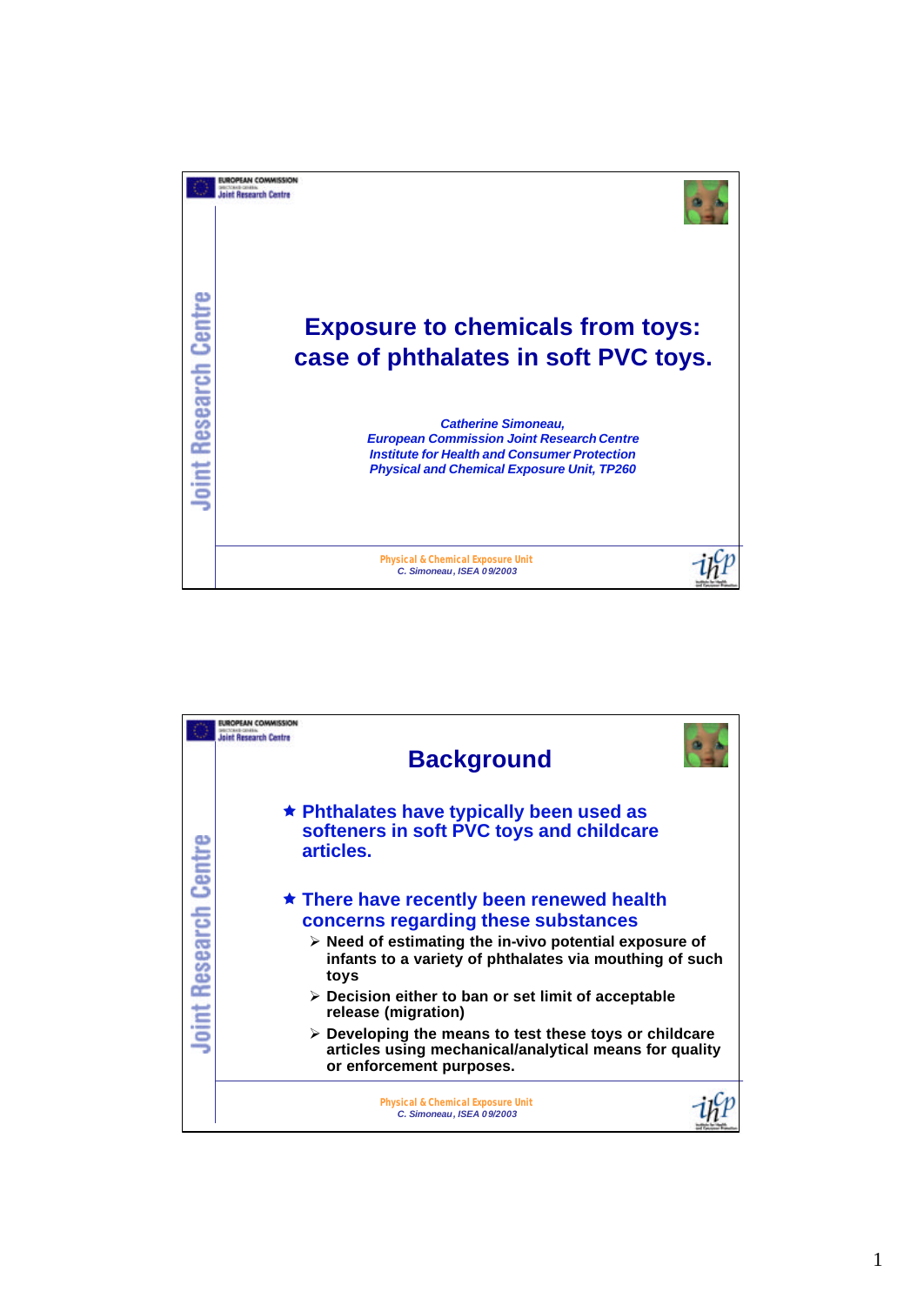# Exposure to chemicals from toys: case of phthalates in soft PVC toys.

*Catherine Simoneau,*
*European Commission Joint Research Centre*
*Institute for Health and Consumer Protection*
*Physical and Chemical Exposure Unit, TP260*

Physical & Chemical Exposure Unit
*C. Simoneau, ISEA 09/2003*

## Background

- ★ Phthalates have typically been used as softeners in soft PVC toys and childcare articles.
- ★ There have recently been renewed health concerns regarding these substances
  - ➢ Need of estimating the in-vivo potential exposure of infants to a variety of phthalates via mouthing of such toys
  - ➢ Decision either to ban or set limit of acceptable release (migration)
  - ➢ Developing the means to test these toys or childcare articles using mechanical/analytical means for quality or enforcement purposes.

Physical & Chemical Exposure Unit
*C. Simoneau, ISEA 09/2003*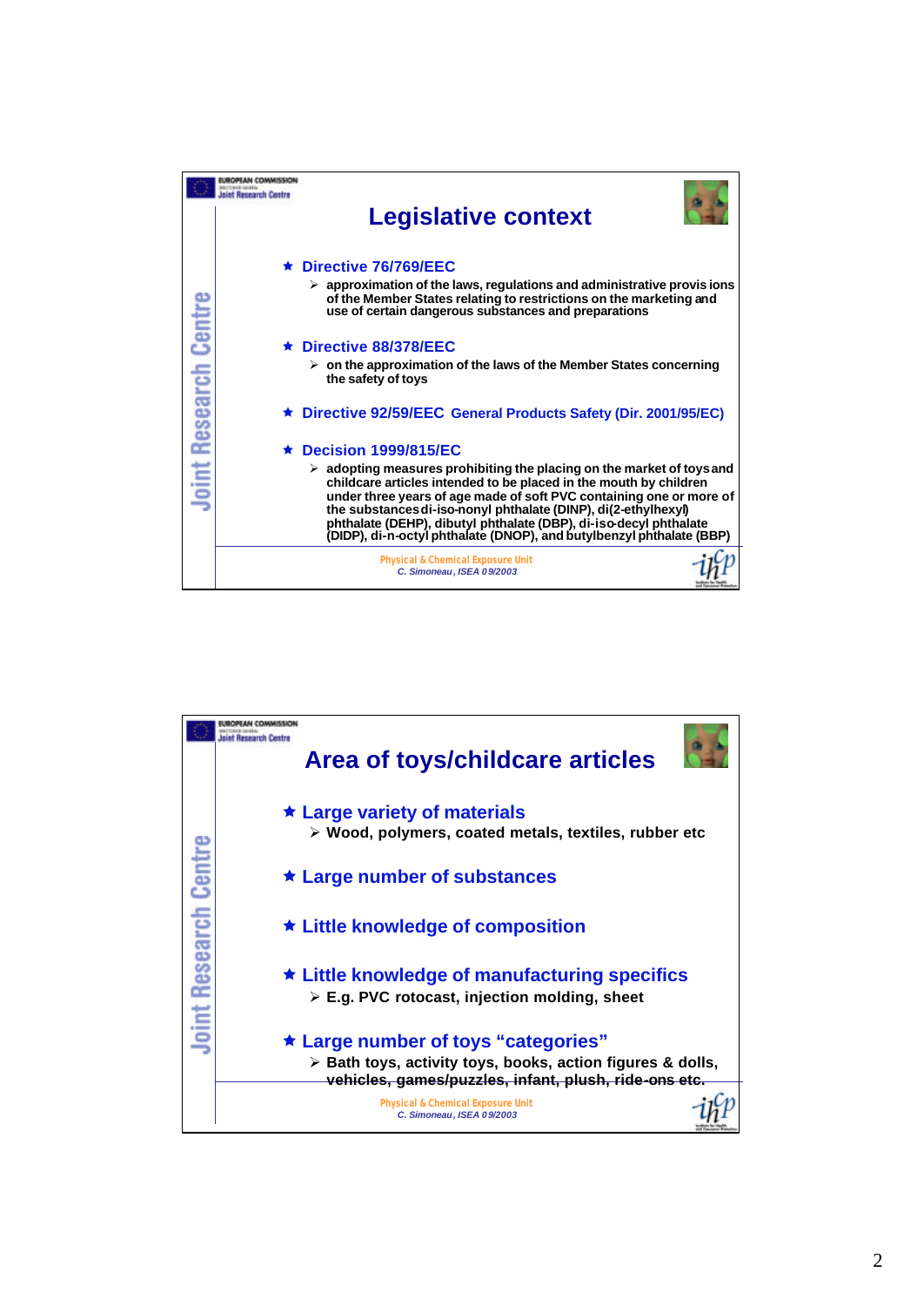## Legislative context

- **Directive 76/769/EEC**
  - **approximation of the laws, regulations and administrative provisions of the Member States relating to restrictions on the marketing and use of certain dangerous substances and preparations**

- **Directive 88/378/EEC**
  - **on the approximation of the laws of the Member States concerning the safety of toys**

- **Directive 92/59/EEC General Products Safety (Dir. 2001/95/EC)**

- **Decision 1999/815/EC**
  - **adopting measures prohibiting the placing on the market of toys and childcare articles intended to be placed in the mouth by children under three years of age made of soft PVC containing one or more of the substances di-iso-nonyl phthalate (DINP), di(2-ethylhexyl) phthalate (DEHP), dibutyl phthalate (DBP), di-iso-decyl phthalate (DIDP), di-n-octyl phthalate (DNOP), and butylbenzyl phthalate (BBP)**

Physical & Chemical Exposure Unit
*C. Simoneau, ISEA 09/2003*

## Area of toys/childcare articles

- **Large variety of materials**
  - **Wood, polymers, coated metals, textiles, rubber etc**

- **Large number of substances**

- **Little knowledge of composition**

- **Little knowledge of manufacturing specifics**
  - **E.g. PVC rotocast, injection molding, sheet**

- **Large number of toys "categories"**
  - **Bath toys, activity toys, books, action figures & dolls, vehicles, games/puzzles, infant, plush, ride-ons etc.**

Physical & Chemical Exposure Unit
*C. Simoneau, ISEA 09/2003*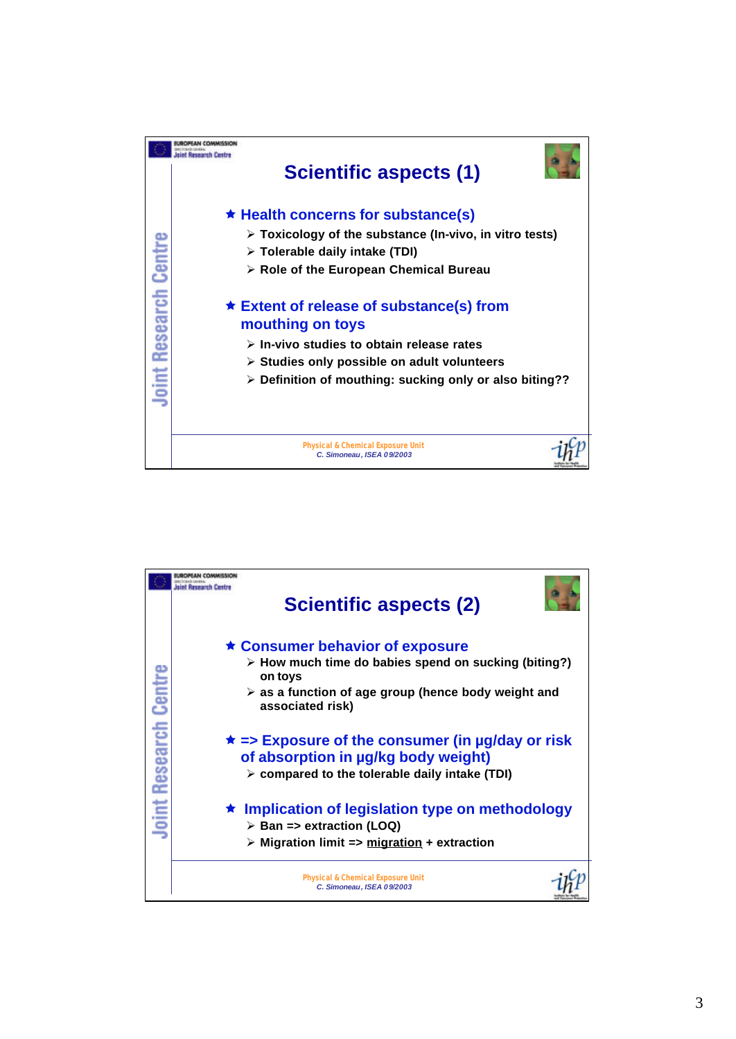## Scientific aspects (1)

- **Health concerns for substance(s)**
  - Toxicology of the substance (In-vivo, in vitro tests)
  - Tolerable daily intake (TDI)
  - Role of the European Chemical Bureau
- **Extent of release of substance(s) from mouthing on toys**
  - In-vivo studies to obtain release rates
  - Studies only possible on adult volunteers
  - Definition of mouthing: sucking only or also biting??

Physical & Chemical Exposure Unit
*C. Simoneau, ISEA 09/2003*

## Scientific aspects (2)

- **Consumer behavior of exposure**
  - How much time do babies spend on sucking (biting?) on toys
  - as a function of age group (hence body weight and associated risk)
- **=> Exposure of the consumer (in µg/day or risk of absorption in µg/kg body weight)**
  - compared to the tolerable daily intake (TDI)
- **Implication of legislation type on methodology**
  - Ban => extraction (LOQ)
  - Migration limit => migration + extraction

Physical & Chemical Exposure Unit
*C. Simoneau, ISEA 09/2003*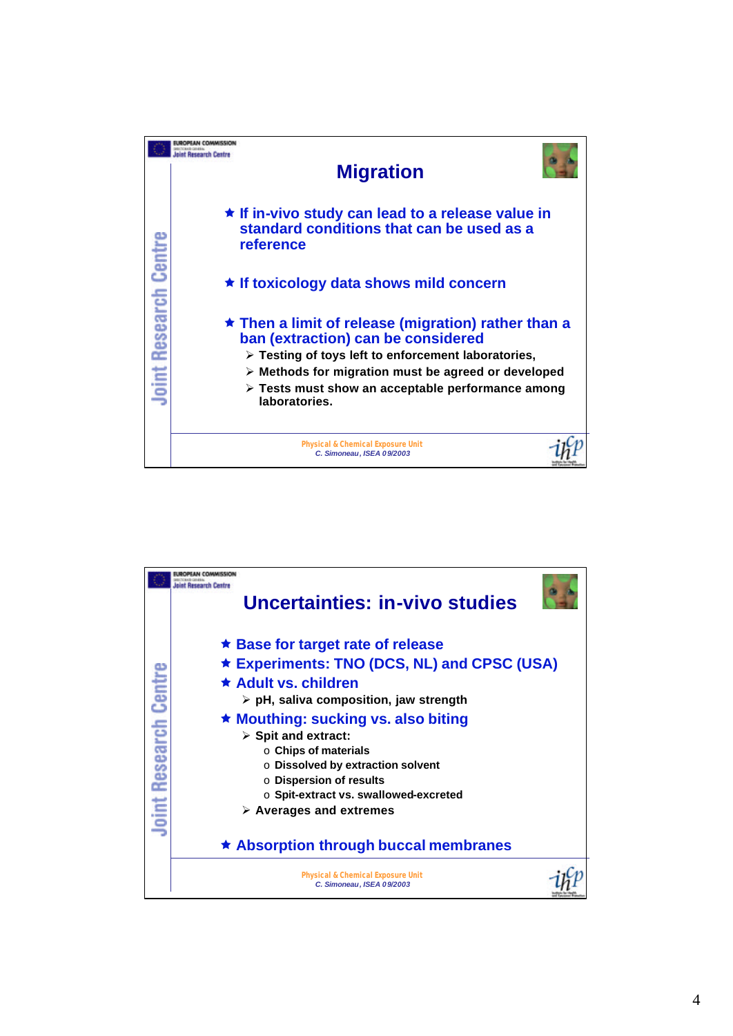## Migration

- If in-vivo study can lead to a release value in standard conditions that can be used as a reference
- If toxicology data shows mild concern
- Then a limit of release (migration) rather than a ban (extraction) can be considered
  - Testing of toys left to enforcement laboratories,
  - Methods for migration must be agreed or developed
  - Tests must show an acceptable performance among laboratories.

Physical & Chemical Exposure Unit
*C. Simoneau, ISEA 09/2003*

## Uncertainties: in-vivo studies

- Base for target rate of release
- Experiments: TNO (DCS, NL) and CPSC (USA)
- Adult vs. children
  - pH, saliva composition, jaw strength
- Mouthing: sucking vs. also biting
  - Spit and extract:
    - Chips of materials
    - Dissolved by extraction solvent
    - Dispersion of results
    - Spit-extract vs. swallowed-excreted
  - Averages and extremes
- Absorption through buccal membranes

Physical & Chemical Exposure Unit
*C. Simoneau, ISEA 09/2003*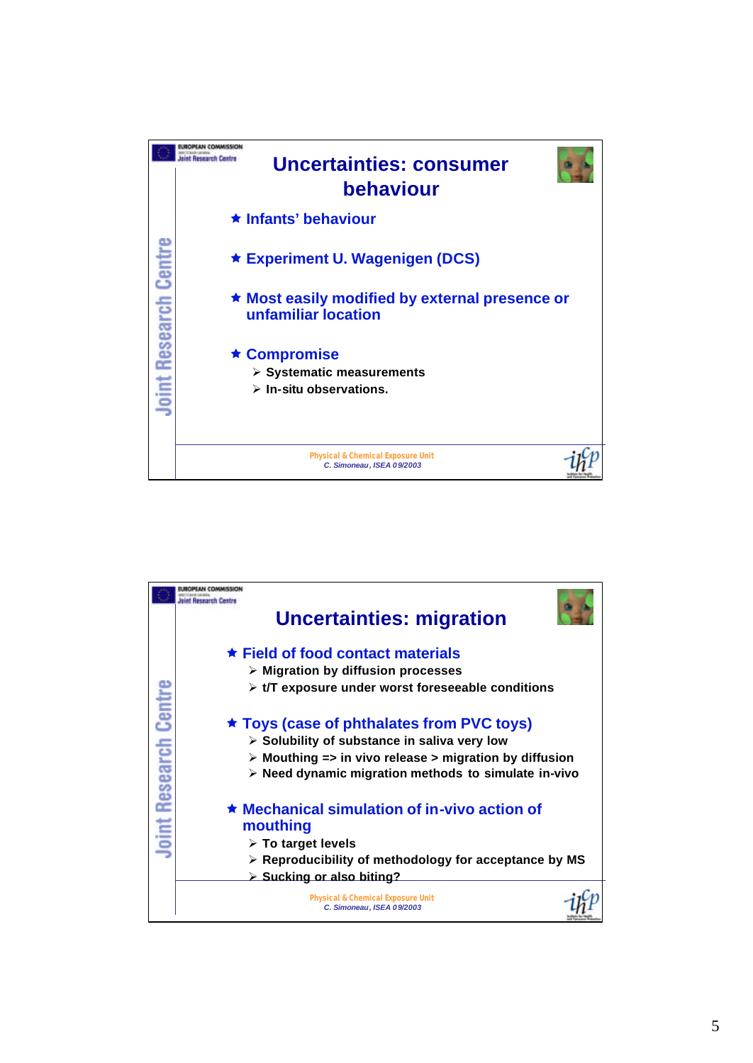## Uncertainties: consumer behaviour

- **Infants' behaviour**
- **Experiment U. Wagenigen (DCS)**
- **Most easily modified by external presence or unfamiliar location**
- **Compromise**
  - Systematic measurements
  - In-situ observations.

## Uncertainties: migration

- **Field of food contact materials**
  - Migration by diffusion processes
  - t/T exposure under worst foreseeable conditions
- **Toys (case of phthalates from PVC toys)**
  - Solubility of substance in saliva very low
  - Mouthing => in vivo release > migration by diffusion
  - Need dynamic migration methods to simulate in-vivo
- **Mechanical simulation of in-vivo action of mouthing**
  - To target levels
  - Reproducibility of methodology for acceptance by MS
  - Sucking or also biting?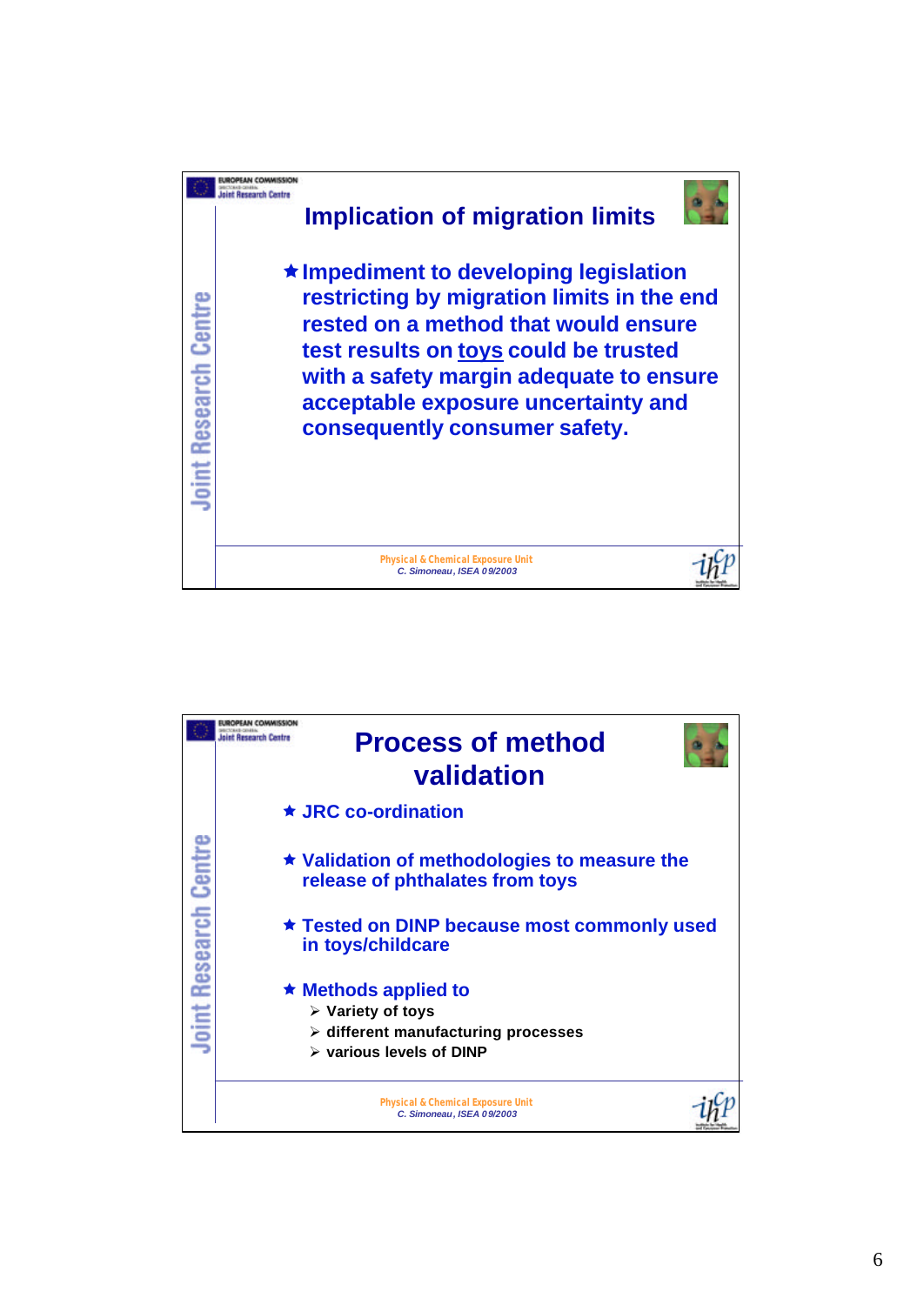## Implication of migration limits

- Impediment to developing legislation restricting by migration limits in the end rested on a method that would ensure test results on <u>toys</u> could be trusted with a safety margin adequate to ensure acceptable exposure uncertainty and consequently consumer safety.

Physical & Chemical Exposure Unit
*C. Simoneau, ISEA 09/2003*

## Process of method validation

- JRC co-ordination
- Validation of methodologies to measure the release of phthalates from toys
- Tested on DINP because most commonly used in toys/childcare
- Methods applied to
  - Variety of toys
  - different manufacturing processes
  - various levels of DINP

Physical & Chemical Exposure Unit
*C. Simoneau, ISEA 09/2003*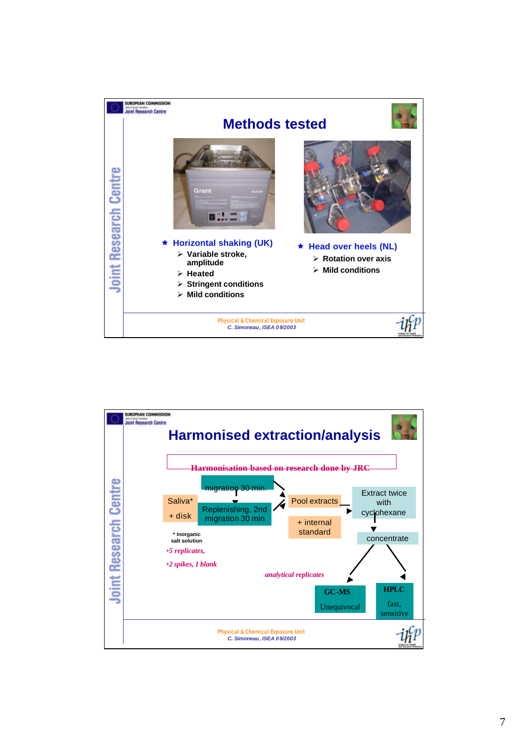## Methods tested

- **Horizontal shaking (UK)**
  - Variable stroke, amplitude
  - Heated
  - Stringent conditions
  - Mild conditions

- **Head over heels (NL)**
  - Rotation over axis
  - Mild conditions

Physical & Chemical Exposure Unit
*C. Simoneau, ISEA 09/2003*

## Harmonised extraction/analysis

Harmonisation based on research done by JRC

Saliva* + disk → migration 30 min. → Replenishing, 2nd migration 30 min → Pool extracts → + internal standard → Extract twice with cyclohexane → concentrate → GC-MS (Unequivocal) / HPLC (fast, sensitive)

\* Inorganic salt solution

- *5 replicates,*
- *2 spikes, 1 blank*

*analytical replicates*

Physical & Chemical Exposure Unit
*C. Simoneau, ISEA 09/2003*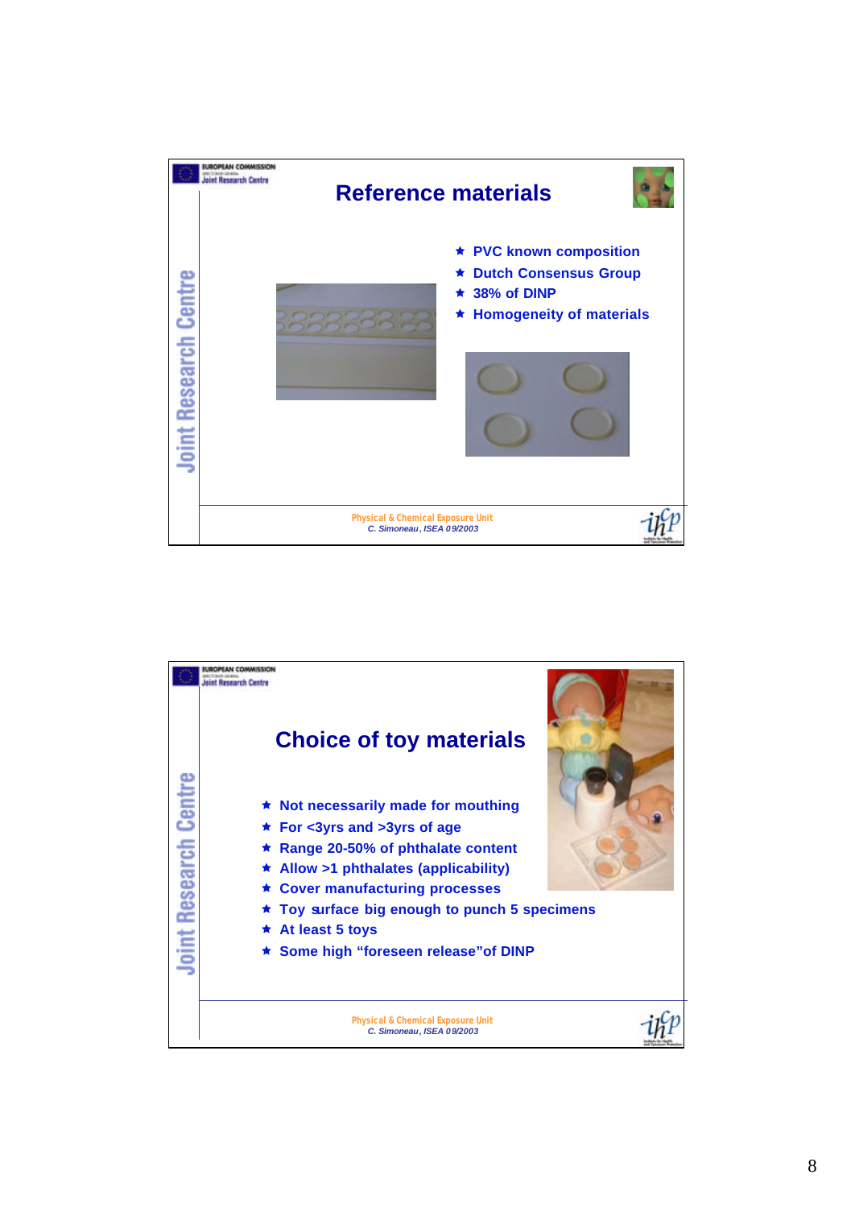## Reference materials

- PVC known composition
- Dutch Consensus Group
- 38% of DINP
- Homogeneity of materials

Physical & Chemical Exposure Unit
*C. Simoneau, ISEA 09/2003*

## Choice of toy materials

- Not necessarily made for mouthing
- For <3yrs and >3yrs of age
- Range 20-50% of phthalate content
- Allow >1 phthalates (applicability)
- Cover manufacturing processes
- Toy surface big enough to punch 5 specimens
- At least 5 toys
- Some high “foreseen release” of DINP

Physical & Chemical Exposure Unit
*C. Simoneau, ISEA 09/2003*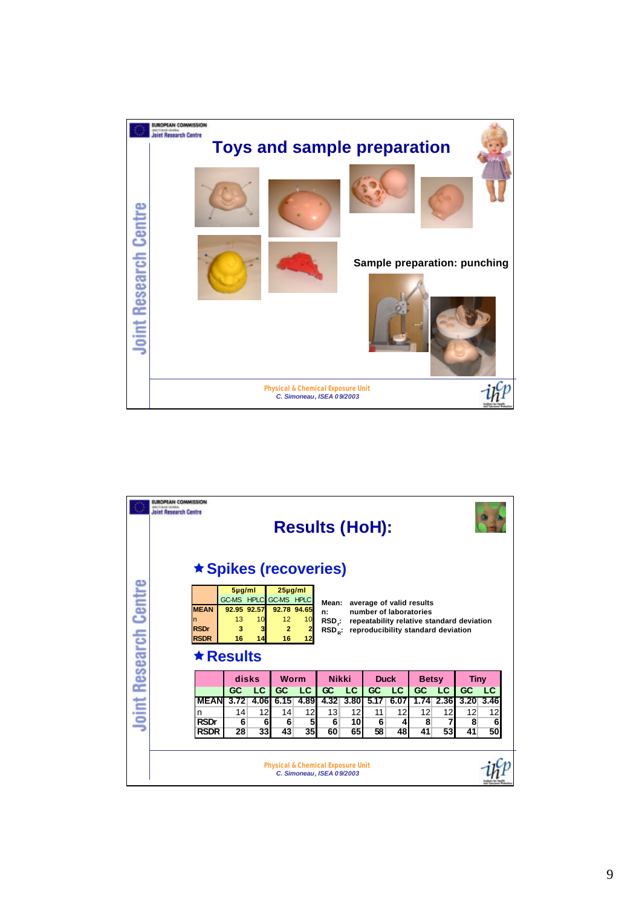## Toys and sample preparation

Sample preparation: punching

Physical & Chemical Exposure Unit
*C. Simoneau, ISEA 09/2003*

## Results (HoH):

### ★ Spikes (recoveries)

| | 5µg/ml | | 25µg/ml | |
|---|---|---|---|---|
| | GC-MS | HPLC | GC-MS | HPLC |
| MEAN | 92.95 | 92.57 | 92.78 | 94.65 |
| n | 13 | 10 | 12 | 10 |
| RSDr | 3 | 3 | 2 | 2 |
| RSDR | 16 | 14 | 16 | 12 |

Mean: average of valid results
n: number of laboratories
$RSD_r$: repeatability relative standard deviation
$RSD_R$: reproducibility standard deviation

### ★ Results

| | disks | | Worm | | Nikki | | Duck | | Betsy | | Tiny | |
|---|---|---|---|---|---|---|---|---|---|---|---|---|
| | GC | LC | GC | LC | GC | LC | GC | LC | GC | LC | GC | LC |
| MEAN | 3.72 | 4.06 | 6.15 | 4.89 | 4.32 | 3.80 | 5.17 | 6.07 | 1.74 | 2.36 | 3.20 | 3.46 |
| n | 14 | 12 | 14 | 12 | 13 | 12 | 11 | 12 | 12 | 12 | 12 | 12 |
| RSDr | 6 | 6 | 6 | 5 | 6 | 10 | 6 | 4 | 8 | 7 | 8 | 6 |
| RSDR | 28 | 33 | 43 | 35 | 60 | 65 | 58 | 48 | 41 | 53 | 41 | 50 |

Physical & Chemical Exposure Unit
*C. Simoneau, ISEA 09/2003*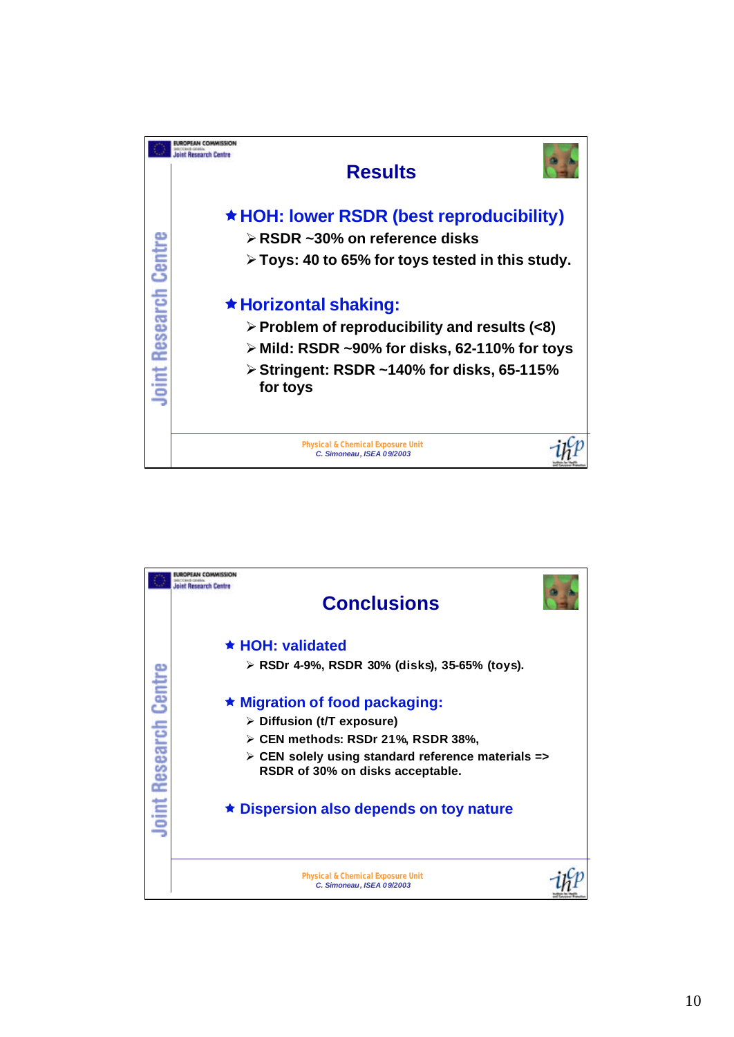## Results

- **HOH: lower RSDR (best reproducibility)**
  - RSDR ~30% on reference disks
  - Toys: 40 to 65% for toys tested in this study.
- **Horizontal shaking:**
  - Problem of reproducibility and results (<8)
  - Mild: RSDR ~90% for disks, 62-110% for toys
  - Stringent: RSDR ~140% for disks, 65-115% for toys

Physical & Chemical Exposure Unit
*C. Simoneau, ISEA 09/2003*

## Conclusions

- **HOH: validated**
  - RSDr 4-9%, RSDR 30% (disks), 35-65% (toys).
- **Migration of food packaging:**
  - Diffusion (t/T exposure)
  - CEN methods: RSDr 21%, RSDR 38%,
  - CEN solely using standard reference materials => RSDR of 30% on disks acceptable.
- **Dispersion also depends on toy nature**

Physical & Chemical Exposure Unit
*C. Simoneau, ISEA 09/2003*